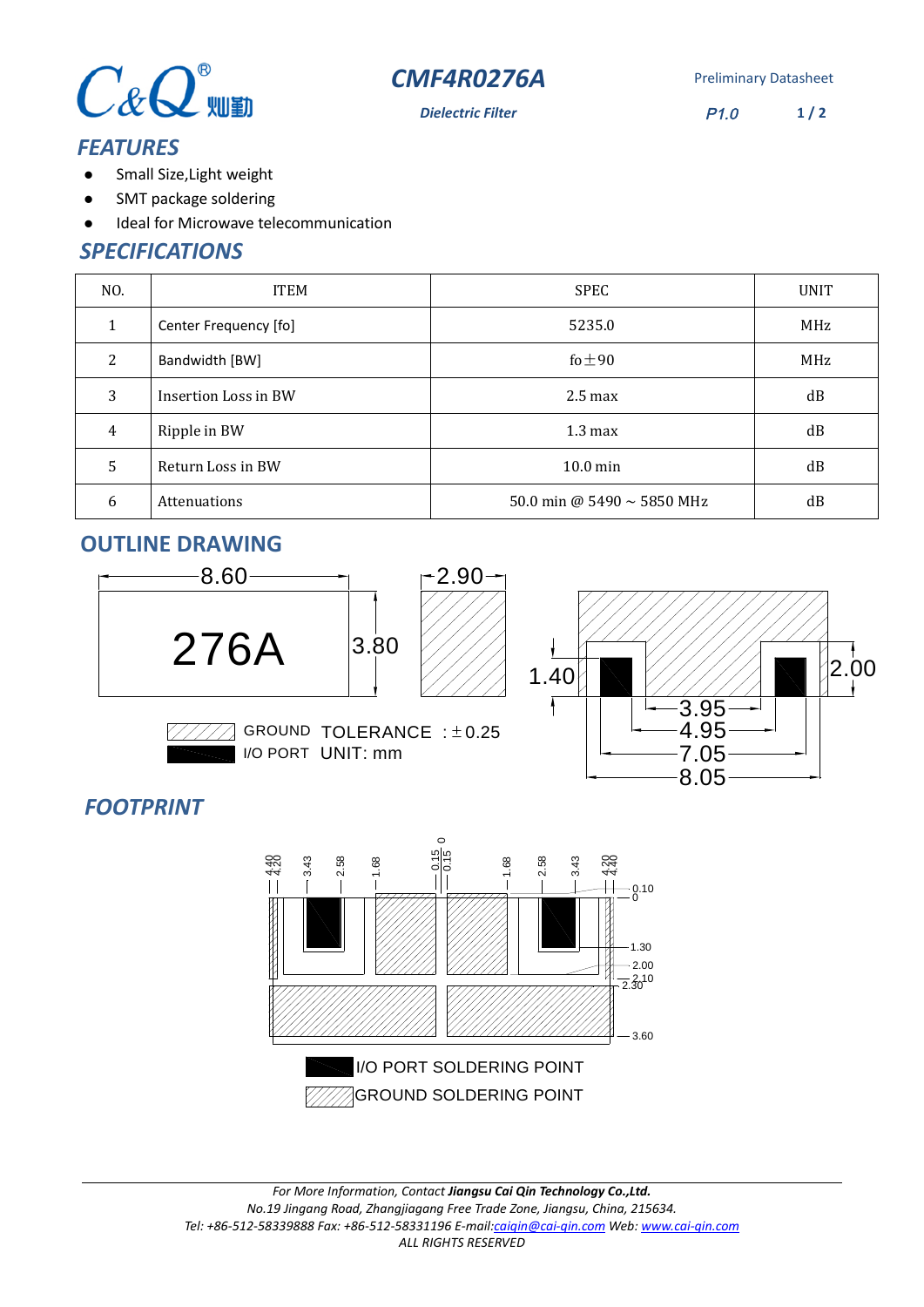C&Q 灿勤

# CMF4R0276A

*Dielectric Filter*

Preliminary Datasheet

*P1.0*

## FEATURES

- Small Size,Light weight
- SMT package soldering
- Ideal for Microwave telecommunication

## SPECIFICATIONS

| NO. | ITEM | SPEC | UNIT |
|---|---|---|---|
| 1 | Center Frequency [fo] | 5235.0 | MHz |
| 2 | Bandwidth [BW] | fo±90 | MHz |
| 3 | Insertion Loss in BW | 2.5 max | dB |
| 4 | Ripple in BW | 1.3 max | dB |
| 5 | Return Loss in BW | 10.0 min | dB |
| 6 | Attenuations | 50.0 min @ 5490 ~ 5850 MHz | dB |

## OUTLINE DRAWING

8.60 &nbsp; 276A &nbsp; 3.80 &nbsp; 2.90 &nbsp; 1.40 &nbsp; 2.00 &nbsp; 3.95 &nbsp; 4.95 &nbsp; 7.05 &nbsp; 8.05

GROUND &nbsp; TOLERANCE : ±0.25

I/O PORT &nbsp; UNIT: mm

## FOOTPRINT

4.40 4.20 3.43 2.58 1.68 0.15 0.15 0 1.68 2.58 3.43 4.20 4.40

0.10 0 1.30 2.00 2.10 2.30 3.60

I/O PORT SOLDERING POINT

GROUND SOLDERING POINT

---

*For More Information, Contact* ***Jiangsu Cai Qin Technology Co.,Ltd.***

*No.19 Jingang Road, Zhangjiagang Free Trade Zone, Jiangsu, China, 215634.*

*Tel: +86-512-58339888 Fax: +86-512-58331196 E-mail:caiqin@cai-qin.com Web: www.cai-qin.com*

*ALL RIGHTS RESERVED*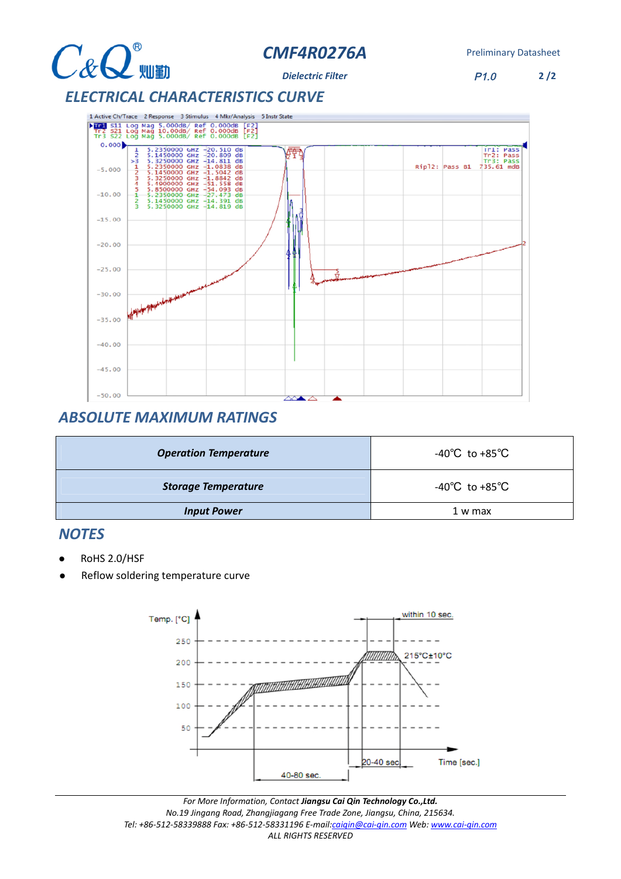## ELECTRICAL CHARACTERISTICS CURVE

1 Active Ch/Trace 2 Response 3 Stimulus 4 Mkr/Analysis 5 Instr State

Tr1 S11 Log Mag 5.000dB/ Ref 0.000dB [F2]
Tr2 S21 Log Mag 10.00dB/ Ref 0.000dB [F2]
Tr3 S22 Log Mag 5.000dB/ Ref 0.000dB [F2]

1 5.2350000 GHz -20.510 dB
2 5.1450000 GHz -20.809 dB
>3 5.3250000 GHz -14.811 dB
1 5.2350000 GHz -1.0838 dB
2 5.1450000 GHz -1.5042 dB
3 5.3250000 GHz -1.8842 dB
4 5.4900000 GHz -51.558 dB
5 5.8500000 GHz -54.093 dB
1 5.2350000 GHz -27.473 dB
2 5.1450000 GHz -14.391 dB
3 5.3250000 GHz -14.819 dB

Tr1: Pass
Tr2: Pass
Tr3: Pass
Ripl2: Pass B1 735.61 mdB

0.000 -5.000 -10.00 -15.00 -20.00 -25.00 -30.00 -35.00 -40.00 -45.00 -50.00

## ABSOLUTE MAXIMUM RATINGS

| | |
|---|---|
| **Operation Temperature** | -40℃ to +85℃ |
| **Storage Temperature** | -40℃ to +85℃ |
| **Input Power** | 1 w max |

## NOTES

- RoHS 2.0/HSF
- Reflow soldering temperature curve

Temp. [°C]
250
200
150
100
50
within 10 sec.
215°C±10°C
20-40 sec
Time [sec.]
40-80 sec.

For More Information, Contact **Jiangsu Cai Qin Technology Co.,Ltd.**
No.19 Jingang Road, Zhangjiagang Free Trade Zone, Jiangsu, China, 215634.
Tel: +86-512-58339888 Fax: +86-512-58331196 E-mail:caiqin@cai-qin.com Web: www.cai-qin.com
ALL RIGHTS RESERVED